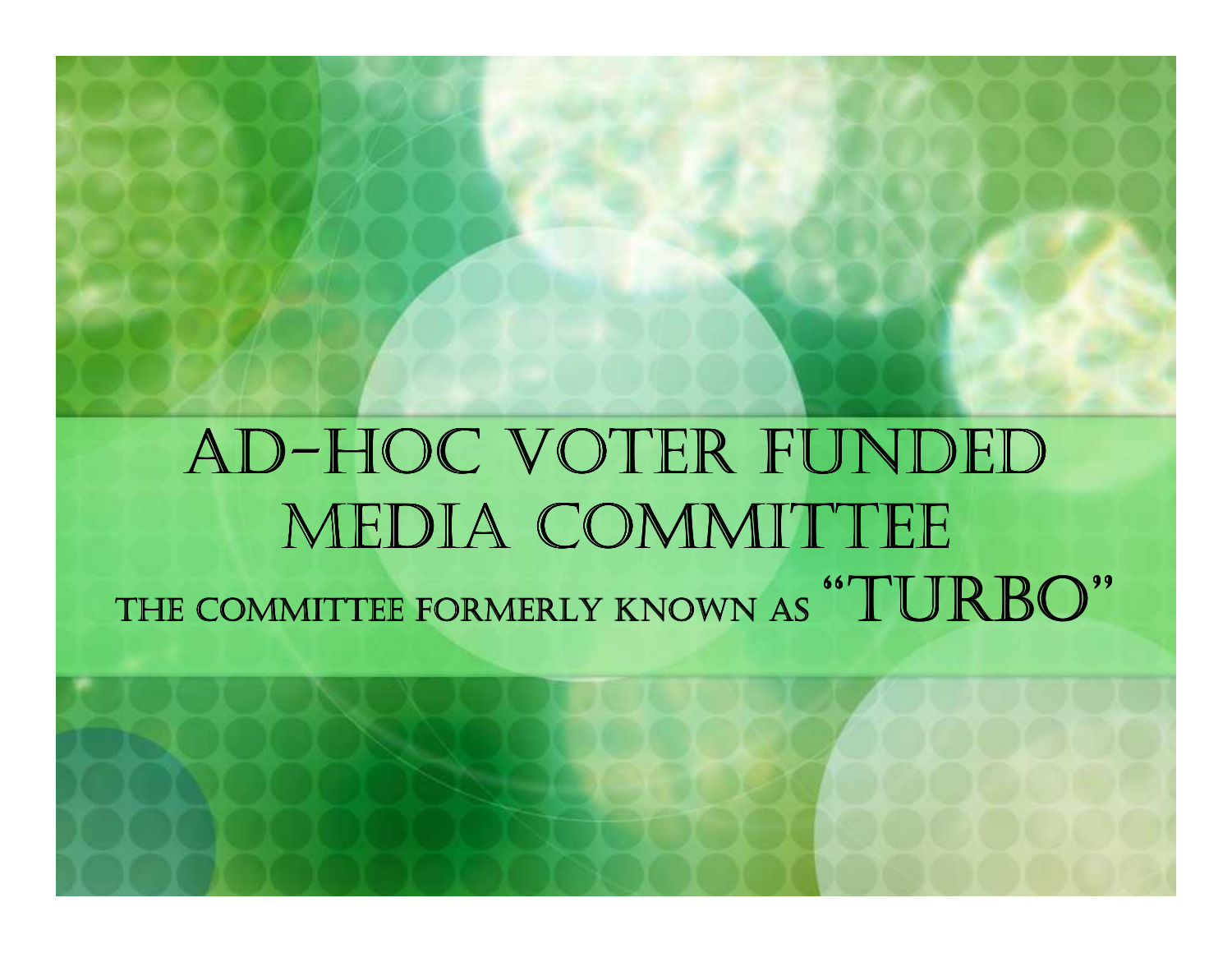# AD-HOC VOTER FUNDED MEDIA COMMITTEE

## THE COMMITTEE FORMERLY KNOWN AS "TURBO"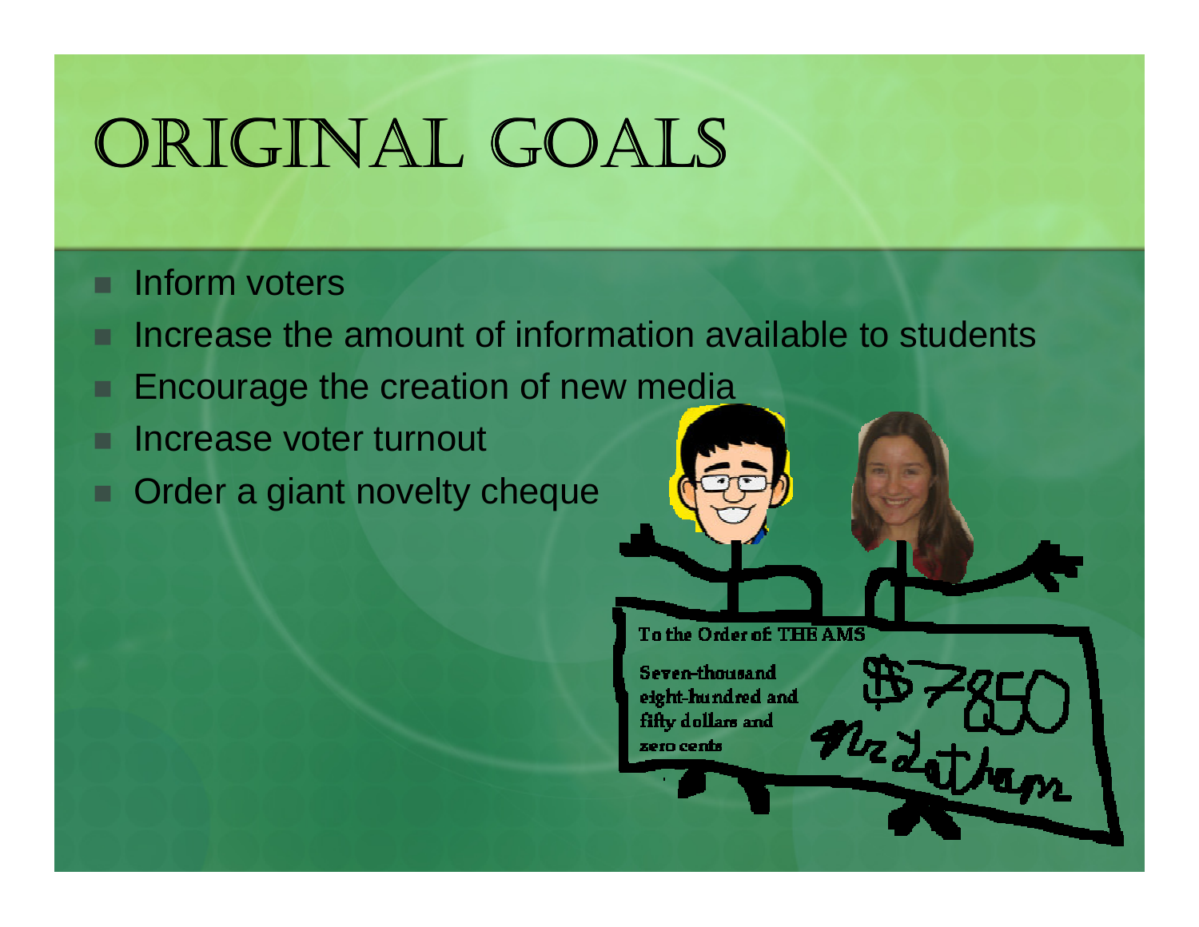# Original Goals

- Inform voters
- Increase the amount of information available to students
- Encourage the creation of new media
- Increase voter turnout
- Order a giant novelty cheque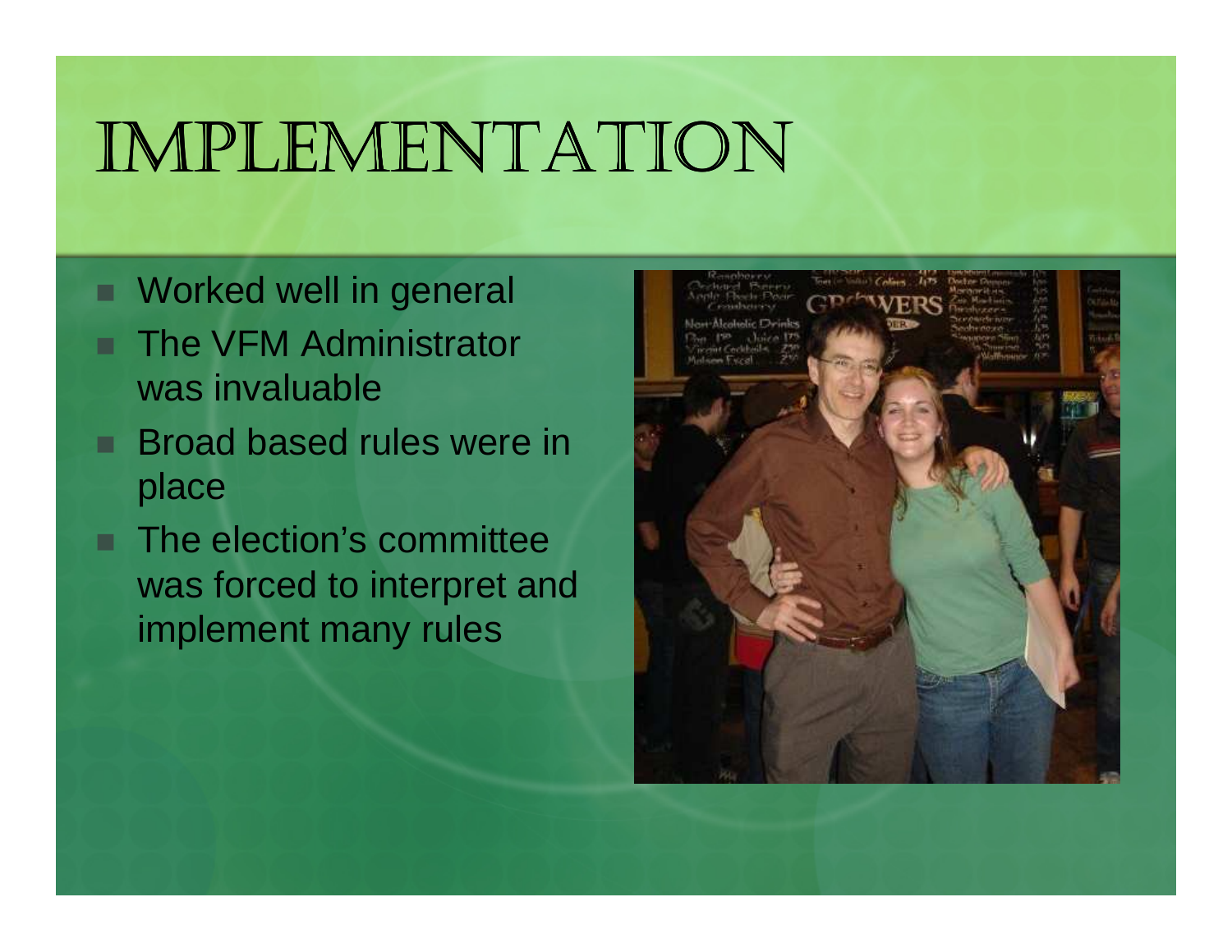# Implementation

- Worked well in general
- The VFM Administrator was invaluable
- Broad based rules were in place
- The election's committee was forced to interpret and implement many rules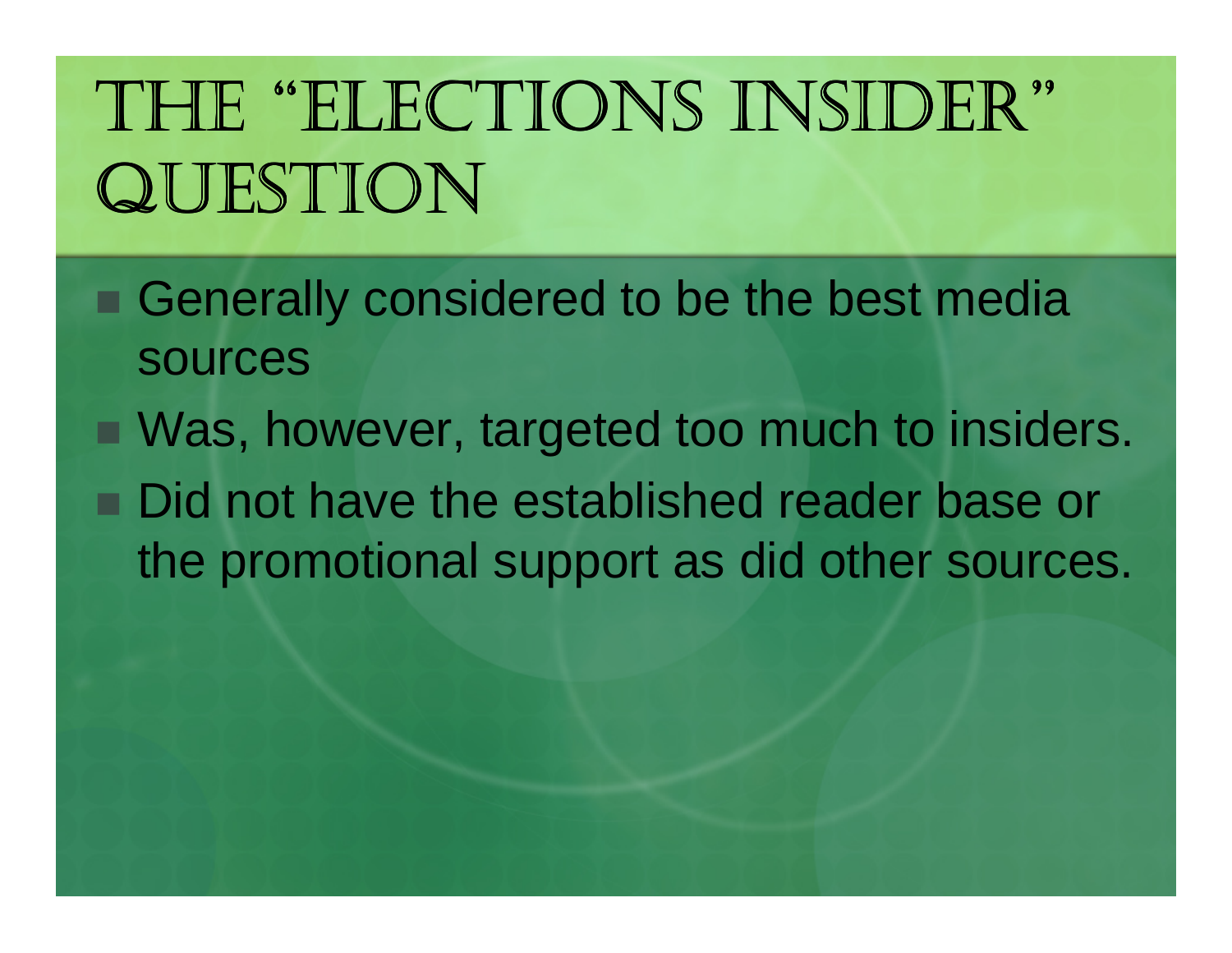# The "Elections Insider" Question

- Generally considered to be the best media sources
- Was, however, targeted too much to insiders.
- Did not have the established reader base or the promotional support as did other sources.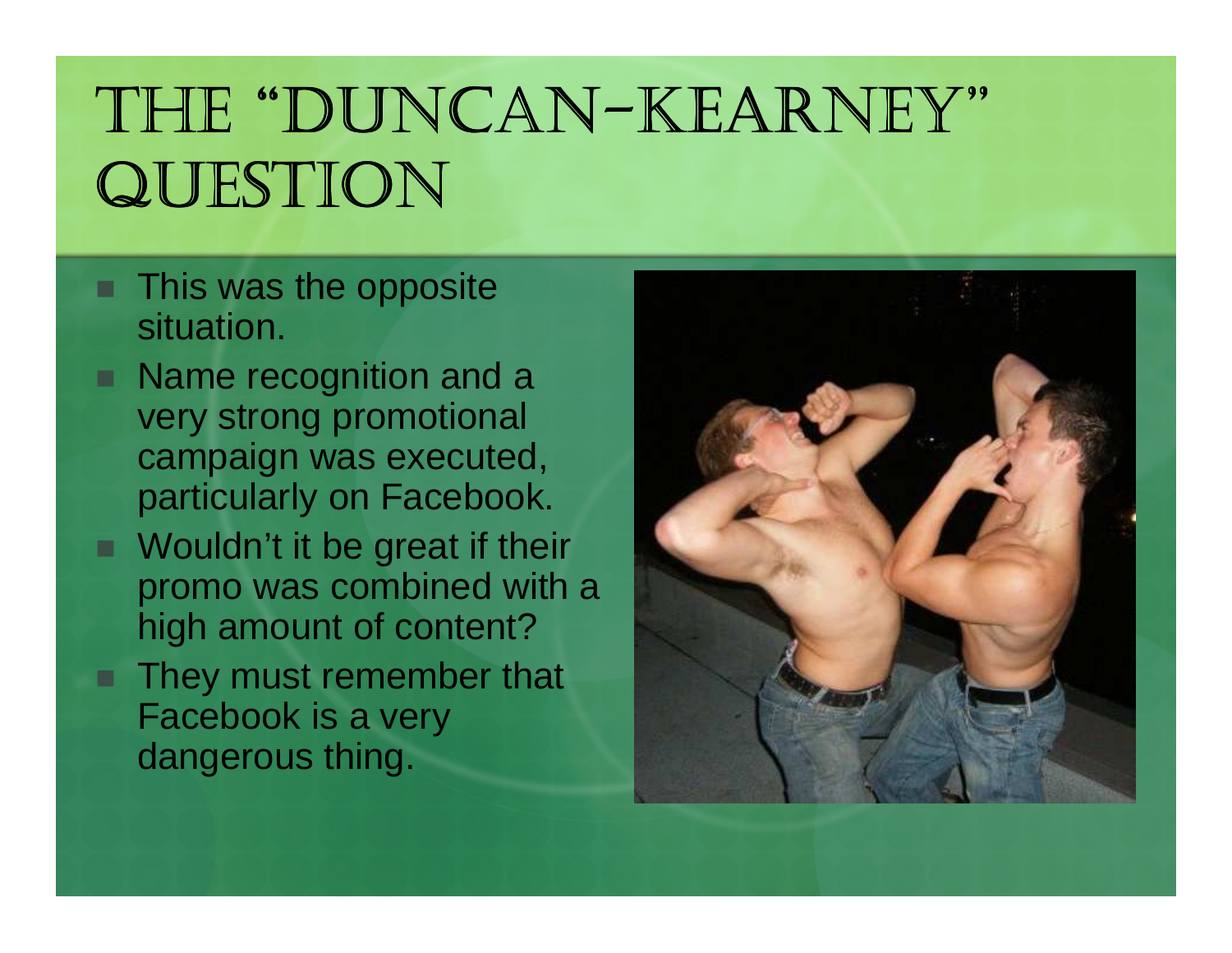# The "Duncan-Kearney" Question

- This was the opposite situation.
- Name recognition and a very strong promotional campaign was executed, particularly on Facebook.
- Wouldn't it be great if their promo was combined with a high amount of content?
- They must remember that Facebook is a very dangerous thing.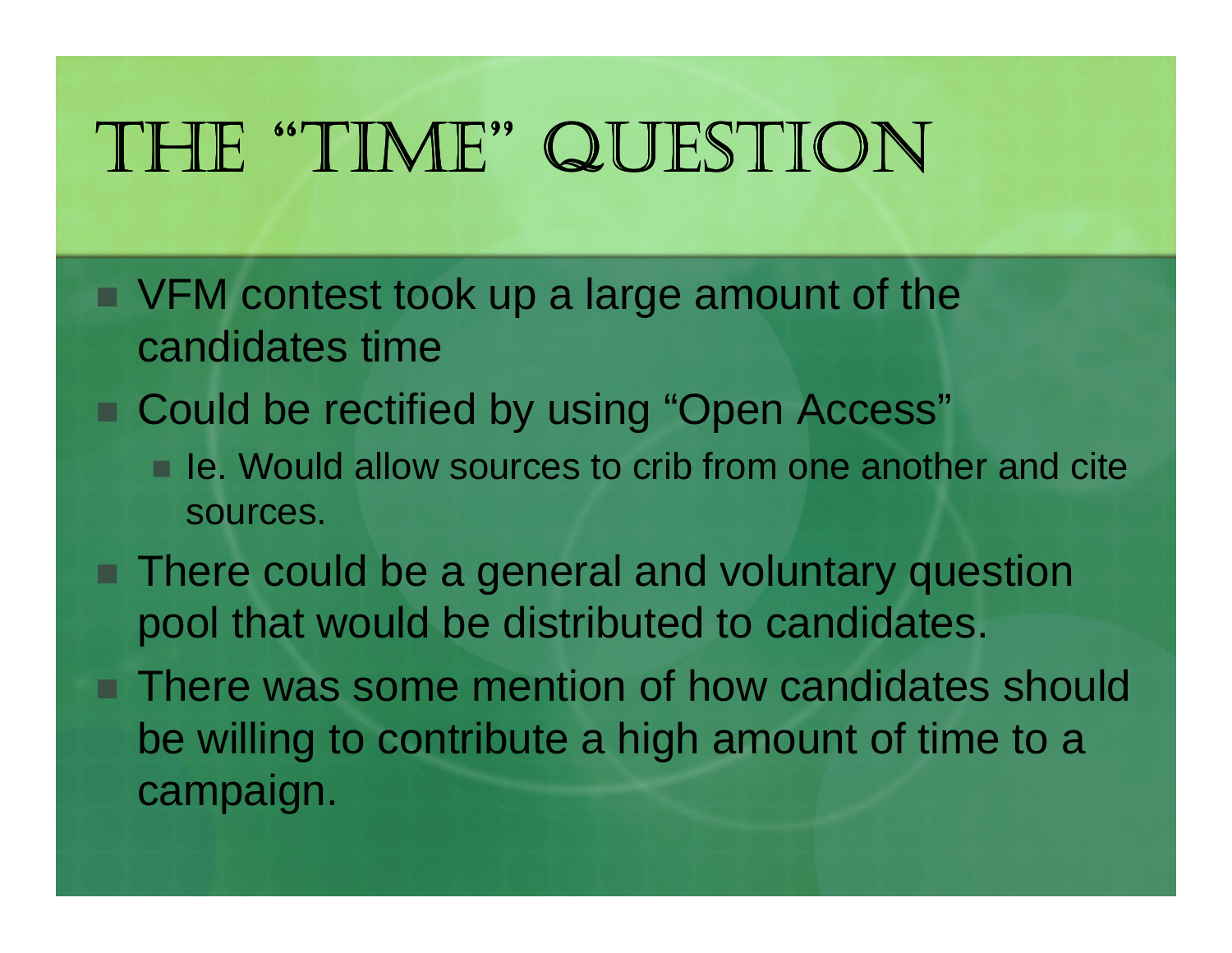# The "Time" Question

- VFM contest took up a large amount of the candidates time
- Could be rectified by using "Open Access"
  - Ie. Would allow sources to crib from one another and cite sources.
- There could be a general and voluntary question pool that would be distributed to candidates.
- There was some mention of how candidates should be willing to contribute a high amount of time to a campaign.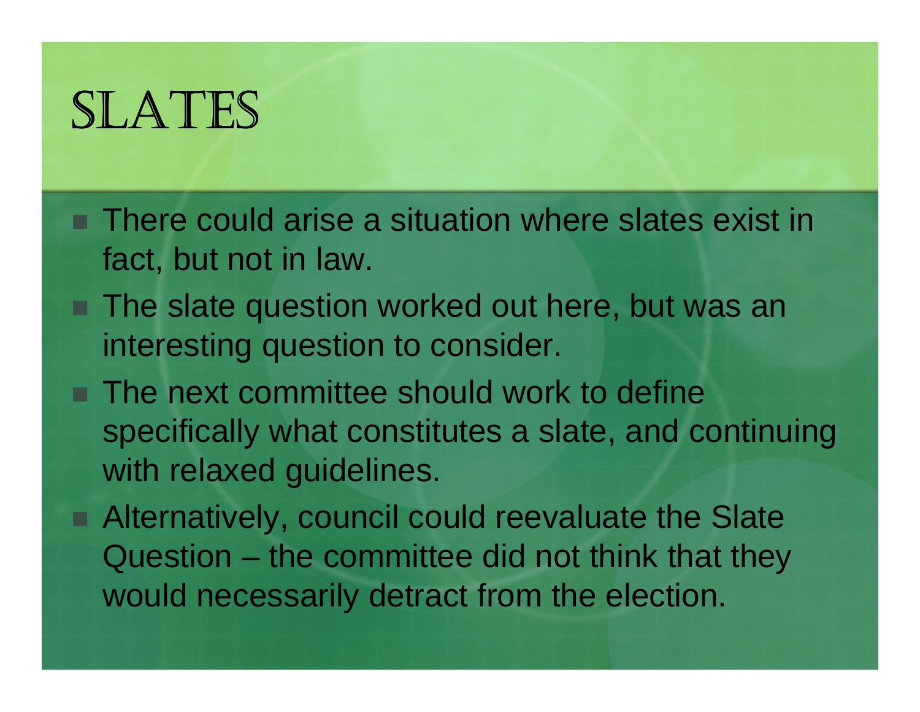# SLATES

- There could arise a situation where slates exist in fact, but not in law.
- The slate question worked out here, but was an interesting question to consider.
- The next committee should work to define specifically what constitutes a slate, and continuing with relaxed guidelines.
- Alternatively, council could reevaluate the Slate Question – the committee did not think that they would necessarily detract from the election.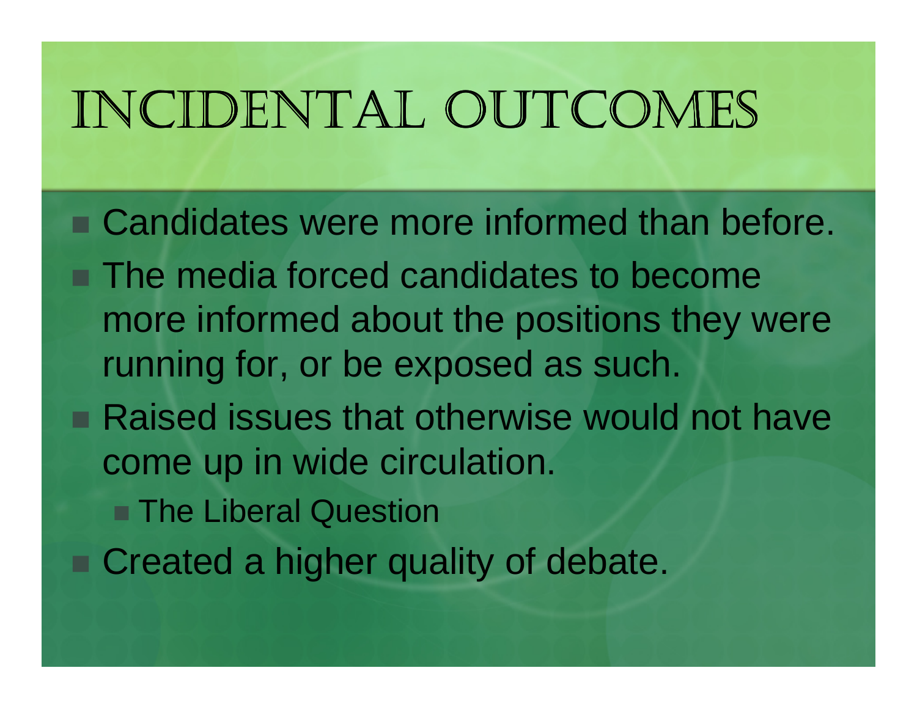# Incidental Outcomes

- Candidates were more informed than before.
- The media forced candidates to become more informed about the positions they were running for, or be exposed as such.
- Raised issues that otherwise would not have come up in wide circulation.
  - The Liberal Question
- Created a higher quality of debate.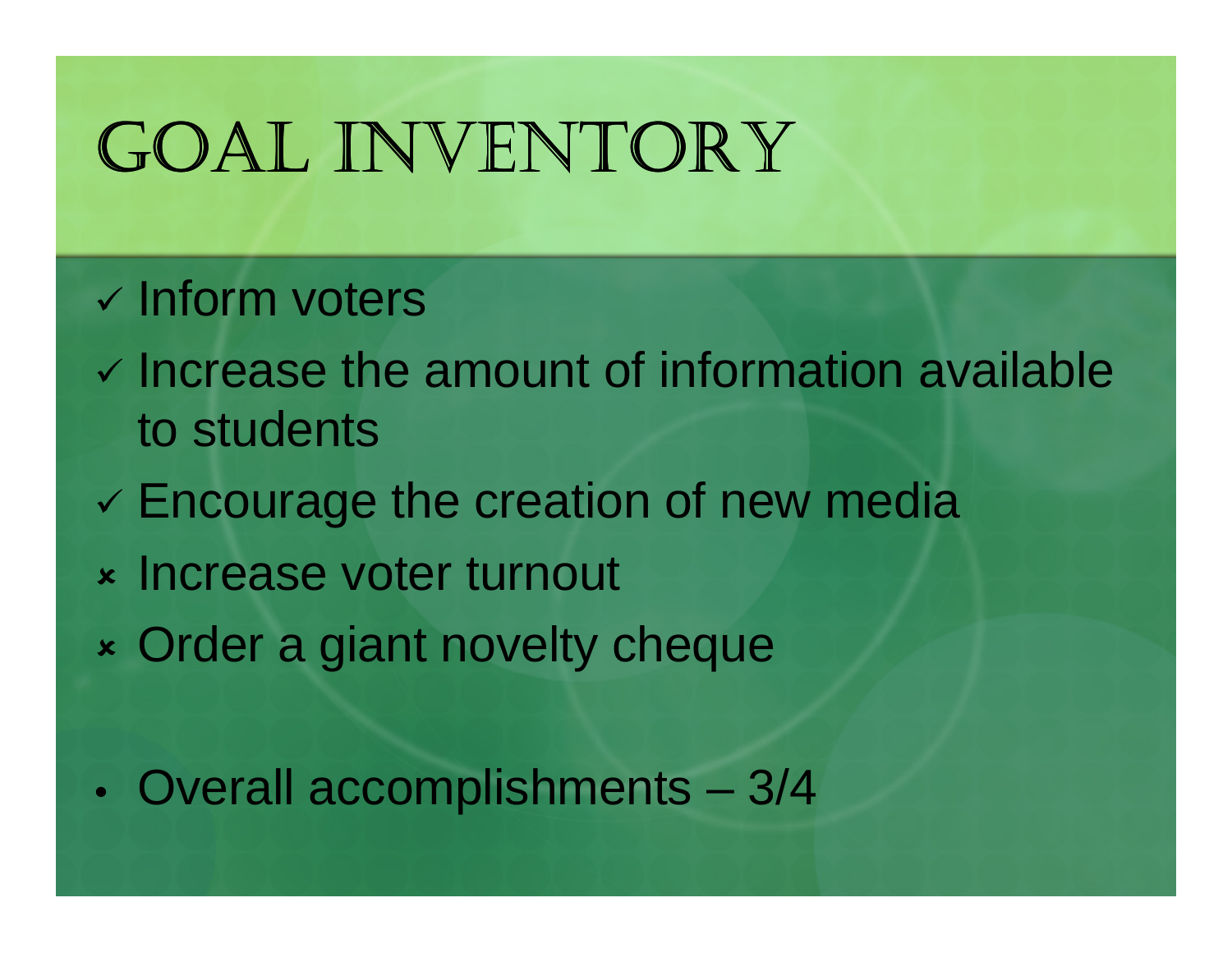# Goal Inventory

- ✓ Inform voters
- ✓ Increase the amount of information available to students
- ✓ Encourage the creation of new media
- ✗ Increase voter turnout
- ✗ Order a giant novelty cheque

- Overall accomplishments – 3/4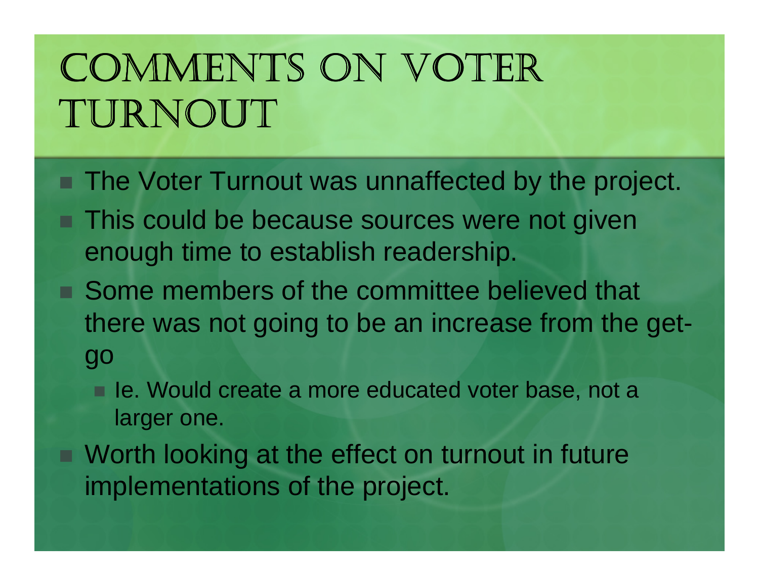# Comments on Voter Turnout

- The Voter Turnout was unaffected by the project.
- This could be because sources were not given enough time to establish readership.
- Some members of the committee believed that there was not going to be an increase from the get-go
  - Ie. Would create a more educated voter base, not a larger one.
- Worth looking at the effect on turnout in future implementations of the project.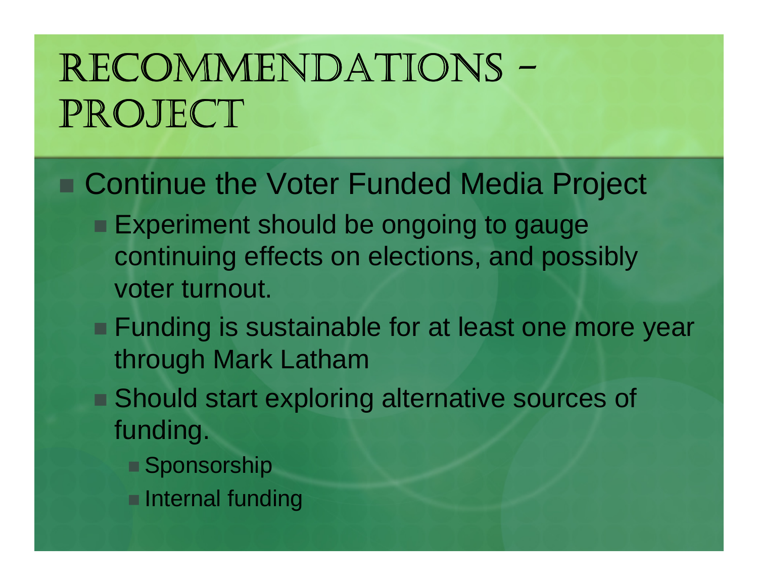# Recommendations – Project

- Continue the Voter Funded Media Project
  - Experiment should be ongoing to gauge continuing effects on elections, and possibly voter turnout.
  - Funding is sustainable for at least one more year through Mark Latham
  - Should start exploring alternative sources of funding.
    - Sponsorship
    - Internal funding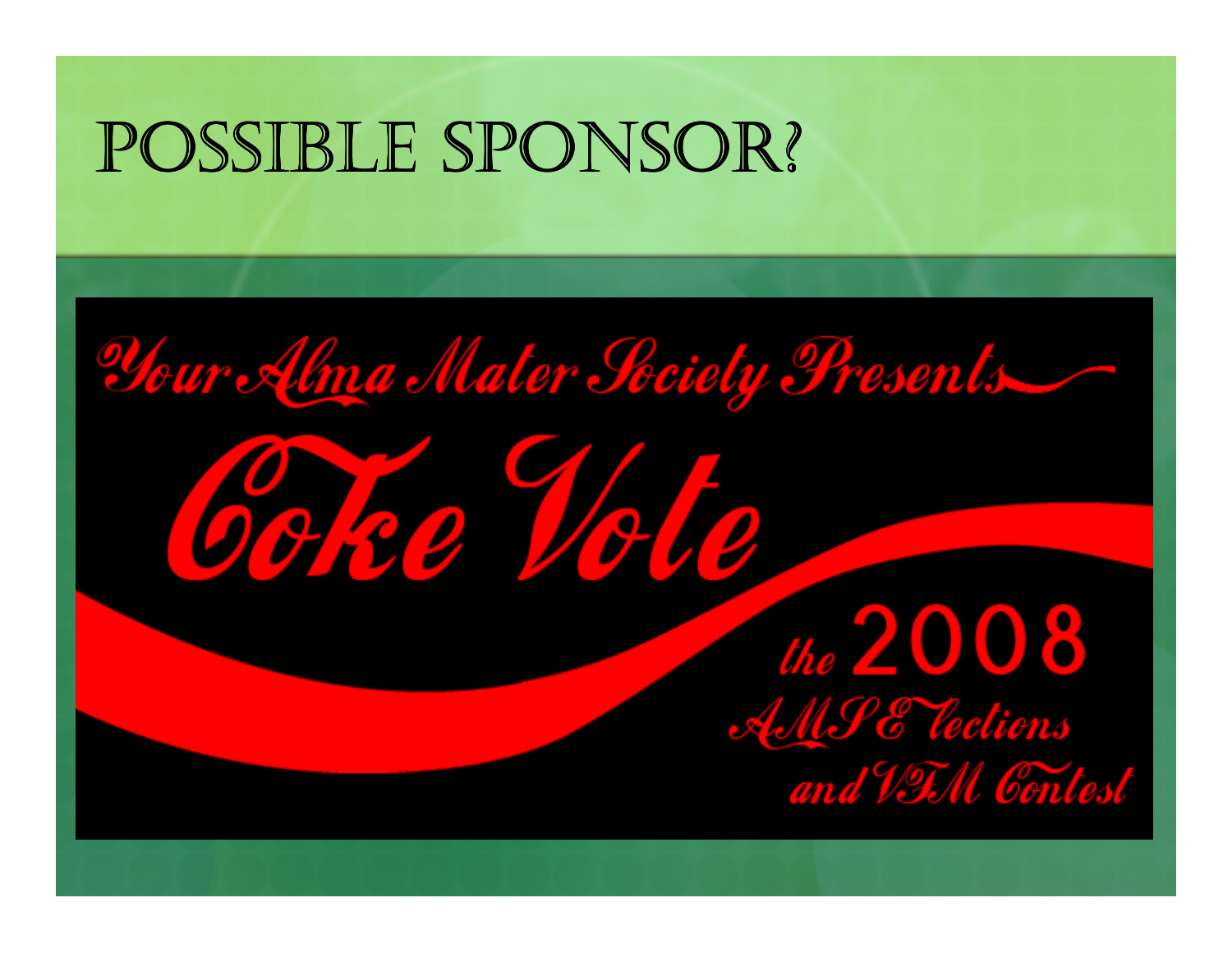# Possible Sponsor?

Your Alma Mater Society Presents

Coke Vote

the 2008

AMS Elections

and VFM Contest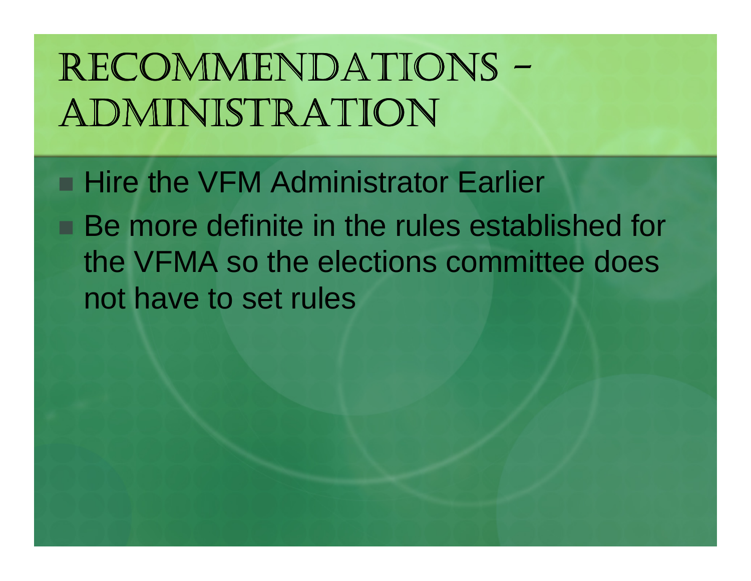# Recommendations – Administration

- Hire the VFM Administrator Earlier
- Be more definite in the rules established for the VFMA so the elections committee does not have to set rules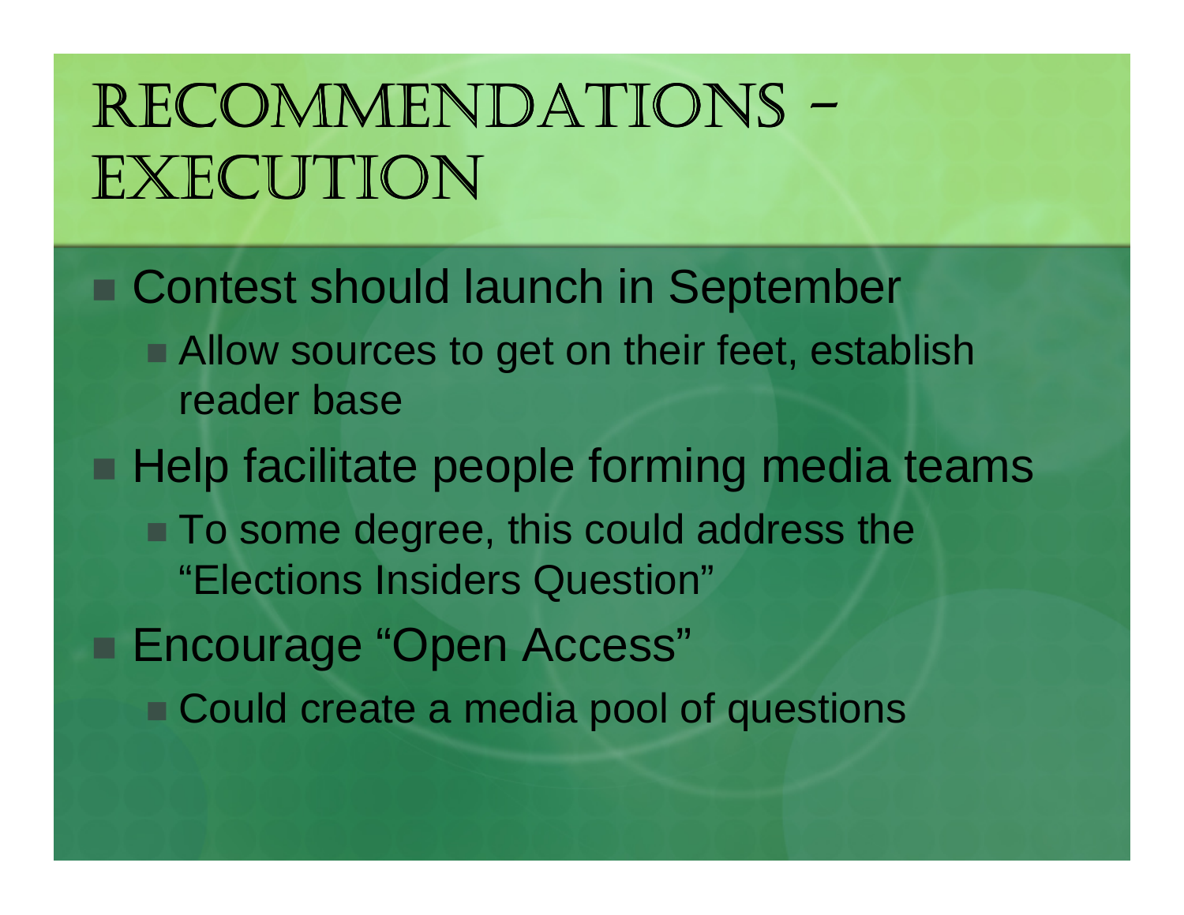# Recommendations – Execution

- Contest should launch in September
  - Allow sources to get on their feet, establish reader base
- Help facilitate people forming media teams
  - To some degree, this could address the "Elections Insiders Question"
- Encourage "Open Access"
  - Could create a media pool of questions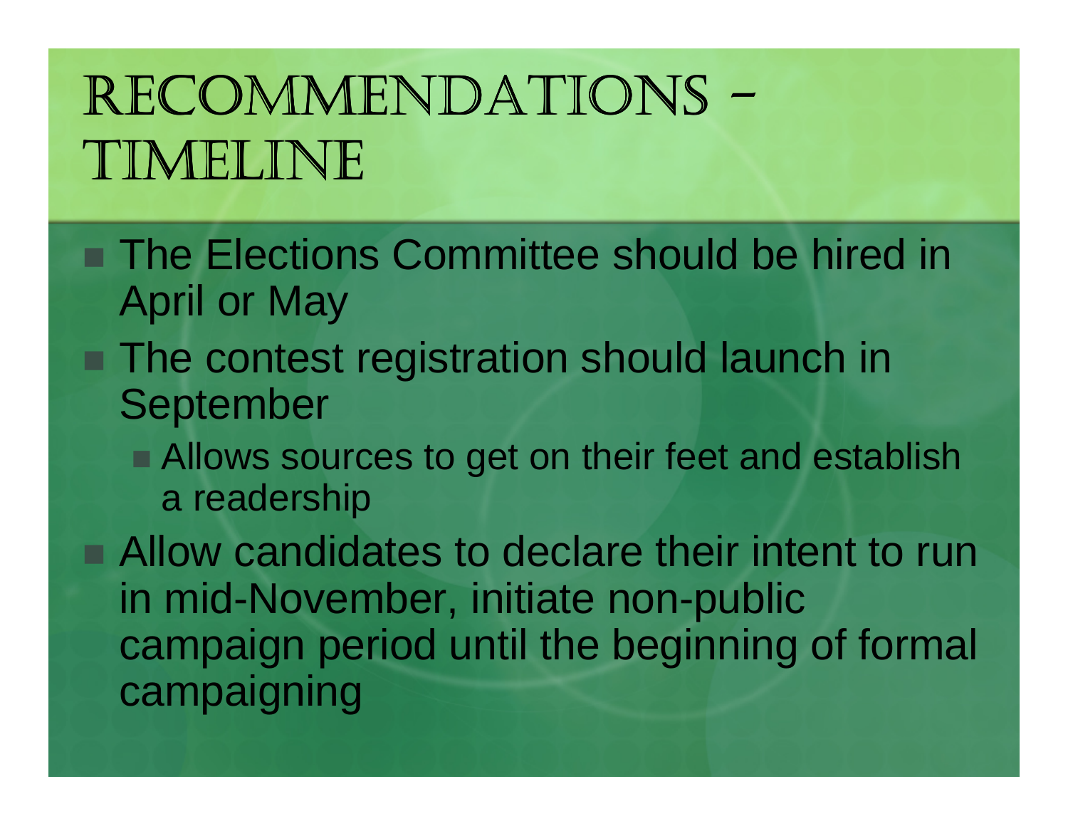# Recommendations – Timeline

- The Elections Committee should be hired in April or May
- The contest registration should launch in September
  - Allows sources to get on their feet and establish a readership
- Allow candidates to declare their intent to run in mid-November, initiate non-public campaign period until the beginning of formal campaigning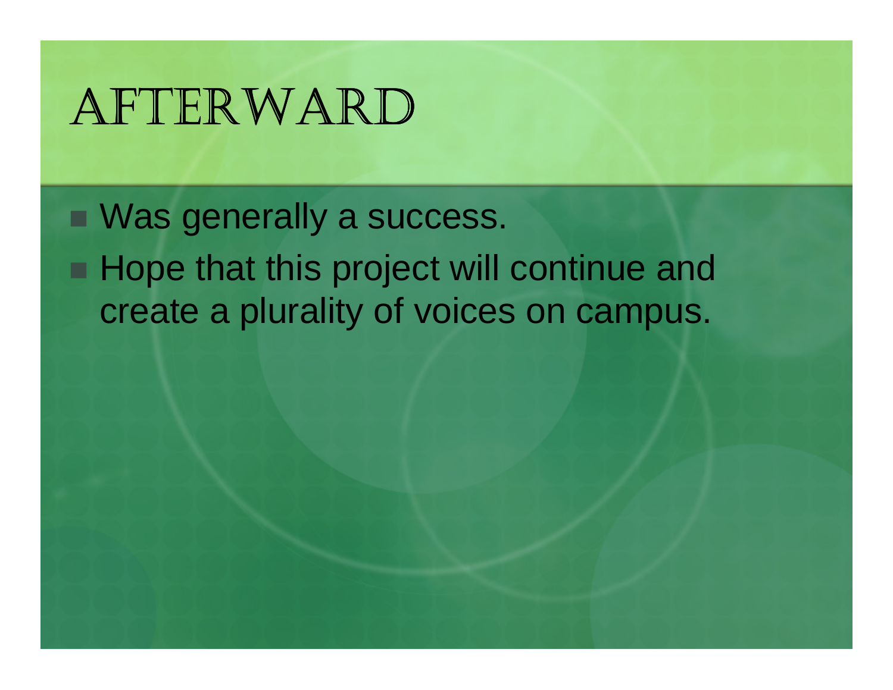# Afterward

- Was generally a success.
- Hope that this project will continue and create a plurality of voices on campus.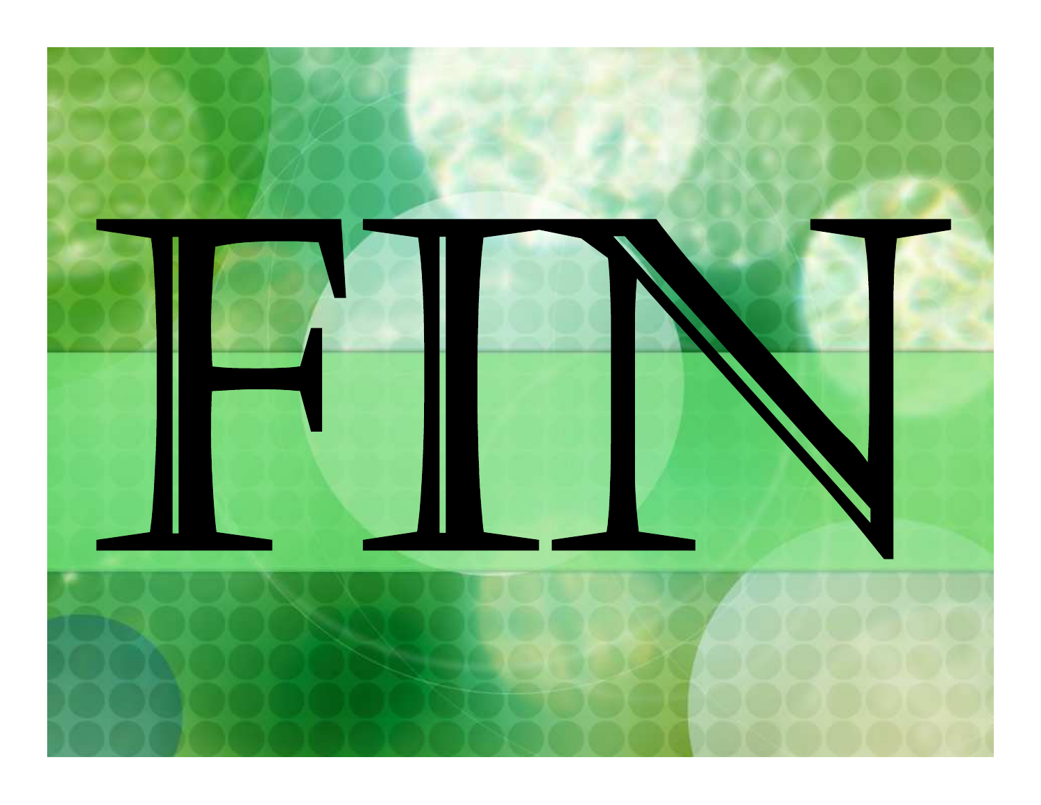# FIN